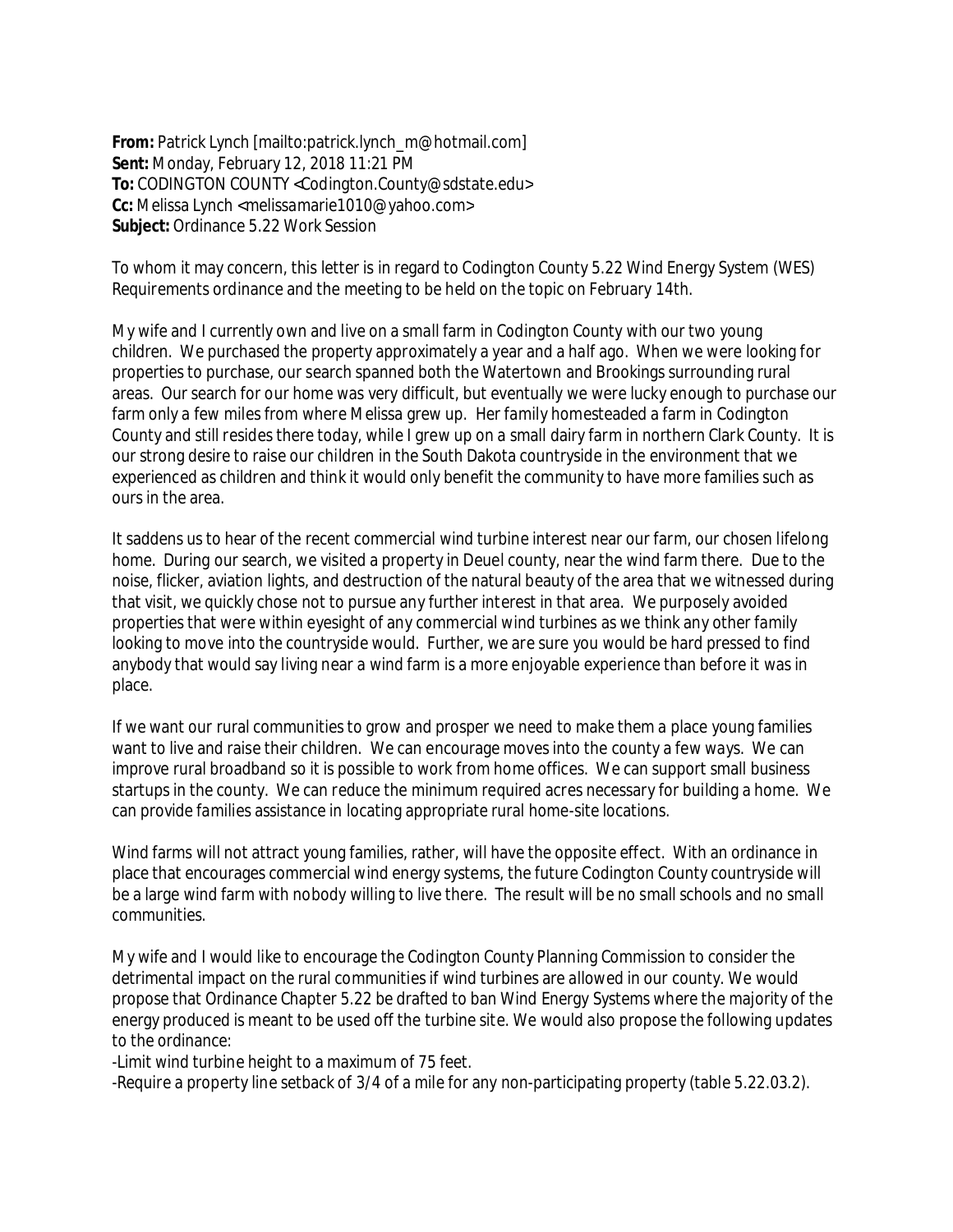**From:** Patrick Lynch [mailto:patrick.lynch_m@hotmail.com]
**Sent:** Monday, February 12, 2018 11:21 PM
**To:** CODINGTON COUNTY <Codington.County@sdstate.edu>
**Cc:** Melissa Lynch <melissamarie1010@yahoo.com>
**Subject:** Ordinance 5.22 Work Session

To whom it may concern, this letter is in regard to Codington County 5.22 Wind Energy System (WES) Requirements ordinance and the meeting to be held on the topic on February 14th.

My wife and I currently own and live on a small farm in Codington County with our two young children. We purchased the property approximately a year and a half ago. When we were looking for properties to purchase, our search spanned both the Watertown and Brookings surrounding rural areas. Our search for our home was very difficult, but eventually we were lucky enough to purchase our farm only a few miles from where Melissa grew up. Her family homesteaded a farm in Codington County and still resides there today, while I grew up on a small dairy farm in northern Clark County. It is our strong desire to raise our children in the South Dakota countryside in the environment that we experienced as children and think it would only benefit the community to have more families such as ours in the area.

It saddens us to hear of the recent commercial wind turbine interest near our farm, our chosen lifelong home. During our search, we visited a property in Deuel county, near the wind farm there. Due to the noise, flicker, aviation lights, and destruction of the natural beauty of the area that we witnessed during that visit, we quickly chose not to pursue any further interest in that area. We purposely avoided properties that were within eyesight of any commercial wind turbines as we think any other family looking to move into the countryside would. Further, we are sure you would be hard pressed to find anybody that would say living near a wind farm is a more enjoyable experience than before it was in place.

If we want our rural communities to grow and prosper we need to make them a place young families want to live and raise their children. We can encourage moves into the county a few ways. We can improve rural broadband so it is possible to work from home offices. We can support small business startups in the county. We can reduce the minimum required acres necessary for building a home. We can provide families assistance in locating appropriate rural home-site locations.

Wind farms will not attract young families, rather, will have the opposite effect. With an ordinance in place that encourages commercial wind energy systems, the future Codington County countryside will be a large wind farm with nobody willing to live there. The result will be no small schools and no small communities.

My wife and I would like to encourage the Codington County Planning Commission to consider the detrimental impact on the rural communities if wind turbines are allowed in our county. We would propose that Ordinance Chapter 5.22 be drafted to ban Wind Energy Systems where the majority of the energy produced is meant to be used off the turbine site. We would also propose the following updates to the ordinance:

-Limit wind turbine height to a maximum of 75 feet.
-Require a property line setback of 3/4 of a mile for any non-participating property (table 5.22.03.2).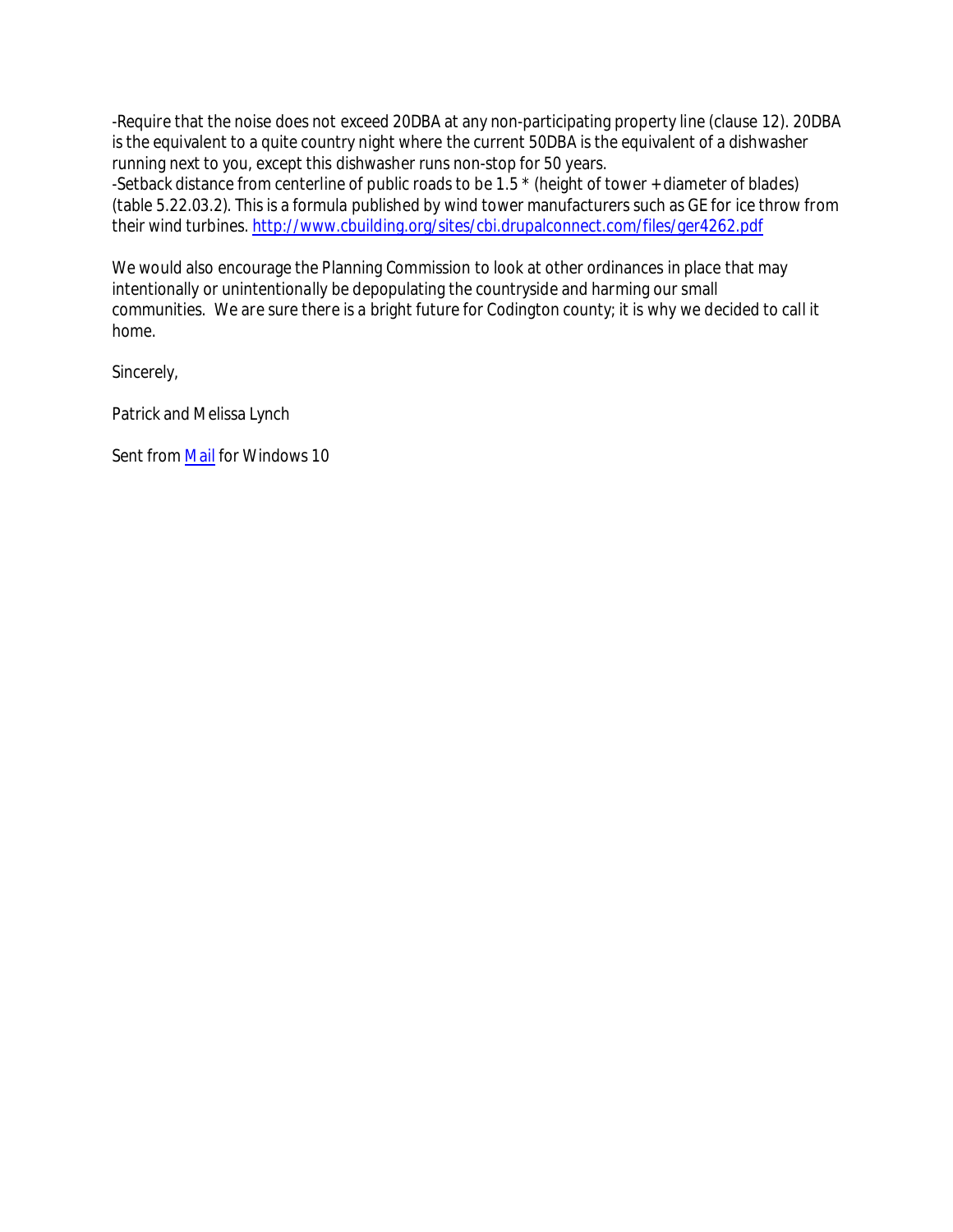-Require that the noise does not exceed 20DBA at any non-participating property line (clause 12). 20DBA is the equivalent to a quite country night where the current 50DBA is the equivalent of a dishwasher running next to you, except this dishwasher runs non-stop for 50 years.
-Setback distance from centerline of public roads to be 1.5 * (height of tower + diameter of blades) (table 5.22.03.2). This is a formula published by wind tower manufacturers such as GE for ice throw from their wind turbines. http://www.cbuilding.org/sites/cbi.drupalconnect.com/files/ger4262.pdf

We would also encourage the Planning Commission to look at other ordinances in place that may intentionally or unintentionally be depopulating the countryside and harming our small communities. We are sure there is a bright future for Codington county; it is why we decided to call it home.

Sincerely,

Patrick and Melissa Lynch

Sent from Mail for Windows 10